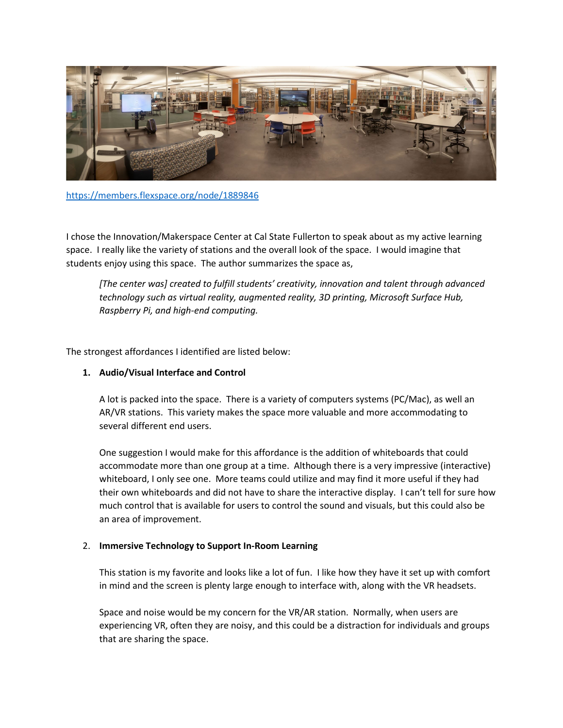https://members.flexspace.org/node/1889846

I chose the Innovation/Makerspace Center at Cal State Fullerton to speak about as my active learning space. I really like the variety of stations and the overall look of the space. I would imagine that students enjoy using this space. The author summarizes the space as,

> *[The center was] created to fulfill students' creativity, innovation and talent through advanced technology such as virtual reality, augmented reality, 3D printing, Microsoft Surface Hub, Raspberry Pi, and high-end computing.*

The strongest affordances I identified are listed below:

1. **Audio/Visual Interface and Control**

   A lot is packed into the space. There is a variety of computers systems (PC/Mac), as well an AR/VR stations. This variety makes the space more valuable and more accommodating to several different end users.

   One suggestion I would make for this affordance is the addition of whiteboards that could accommodate more than one group at a time. Although there is a very impressive (interactive) whiteboard, I only see one. More teams could utilize and may find it more useful if they had their own whiteboards and did not have to share the interactive display. I can't tell for sure how much control that is available for users to control the sound and visuals, but this could also be an area of improvement.

2. **Immersive Technology to Support In-Room Learning**

   This station is my favorite and looks like a lot of fun. I like how they have it set up with comfort in mind and the screen is plenty large enough to interface with, along with the VR headsets.

   Space and noise would be my concern for the VR/AR station. Normally, when users are experiencing VR, often they are noisy, and this could be a distraction for individuals and groups that are sharing the space.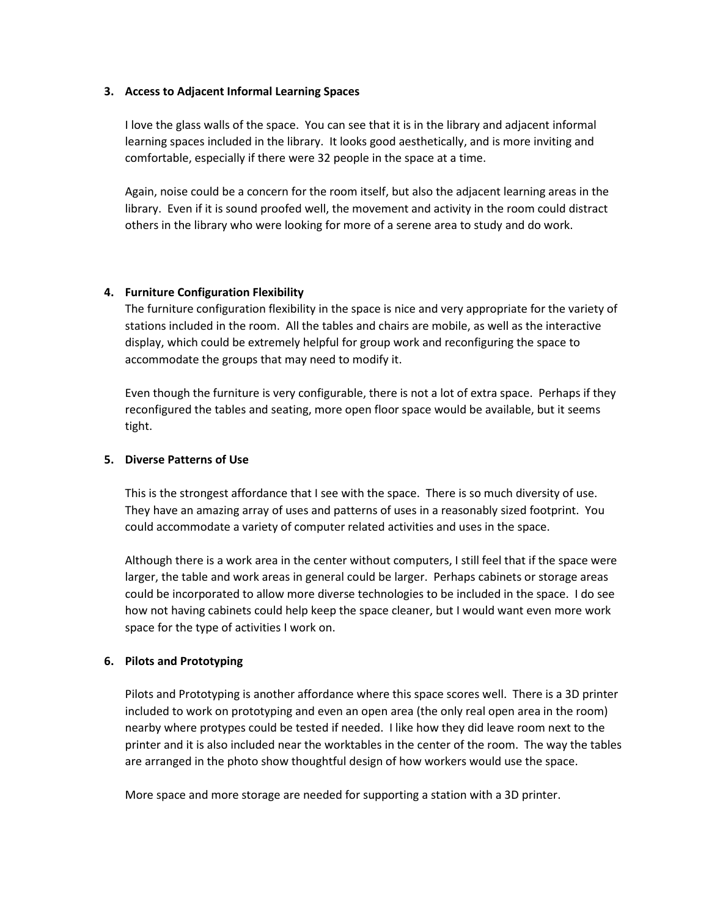### 3. Access to Adjacent Informal Learning Spaces

I love the glass walls of the space. You can see that it is in the library and adjacent informal learning spaces included in the library. It looks good aesthetically, and is more inviting and comfortable, especially if there were 32 people in the space at a time.

Again, noise could be a concern for the room itself, but also the adjacent learning areas in the library. Even if it is sound proofed well, the movement and activity in the room could distract others in the library who were looking for more of a serene area to study and do work.

### 4. Furniture Configuration Flexibility

The furniture configuration flexibility in the space is nice and very appropriate for the variety of stations included in the room. All the tables and chairs are mobile, as well as the interactive display, which could be extremely helpful for group work and reconfiguring the space to accommodate the groups that may need to modify it.

Even though the furniture is very configurable, there is not a lot of extra space. Perhaps if they reconfigured the tables and seating, more open floor space would be available, but it seems tight.

### 5. Diverse Patterns of Use

This is the strongest affordance that I see with the space. There is so much diversity of use. They have an amazing array of uses and patterns of uses in a reasonably sized footprint. You could accommodate a variety of computer related activities and uses in the space.

Although there is a work area in the center without computers, I still feel that if the space were larger, the table and work areas in general could be larger. Perhaps cabinets or storage areas could be incorporated to allow more diverse technologies to be included in the space. I do see how not having cabinets could help keep the space cleaner, but I would want even more work space for the type of activities I work on.

### 6. Pilots and Prototyping

Pilots and Prototyping is another affordance where this space scores well. There is a 3D printer included to work on prototyping and even an open area (the only real open area in the room) nearby where protypes could be tested if needed. I like how they did leave room next to the printer and it is also included near the worktables in the center of the room. The way the tables are arranged in the photo show thoughtful design of how workers would use the space.

More space and more storage are needed for supporting a station with a 3D printer.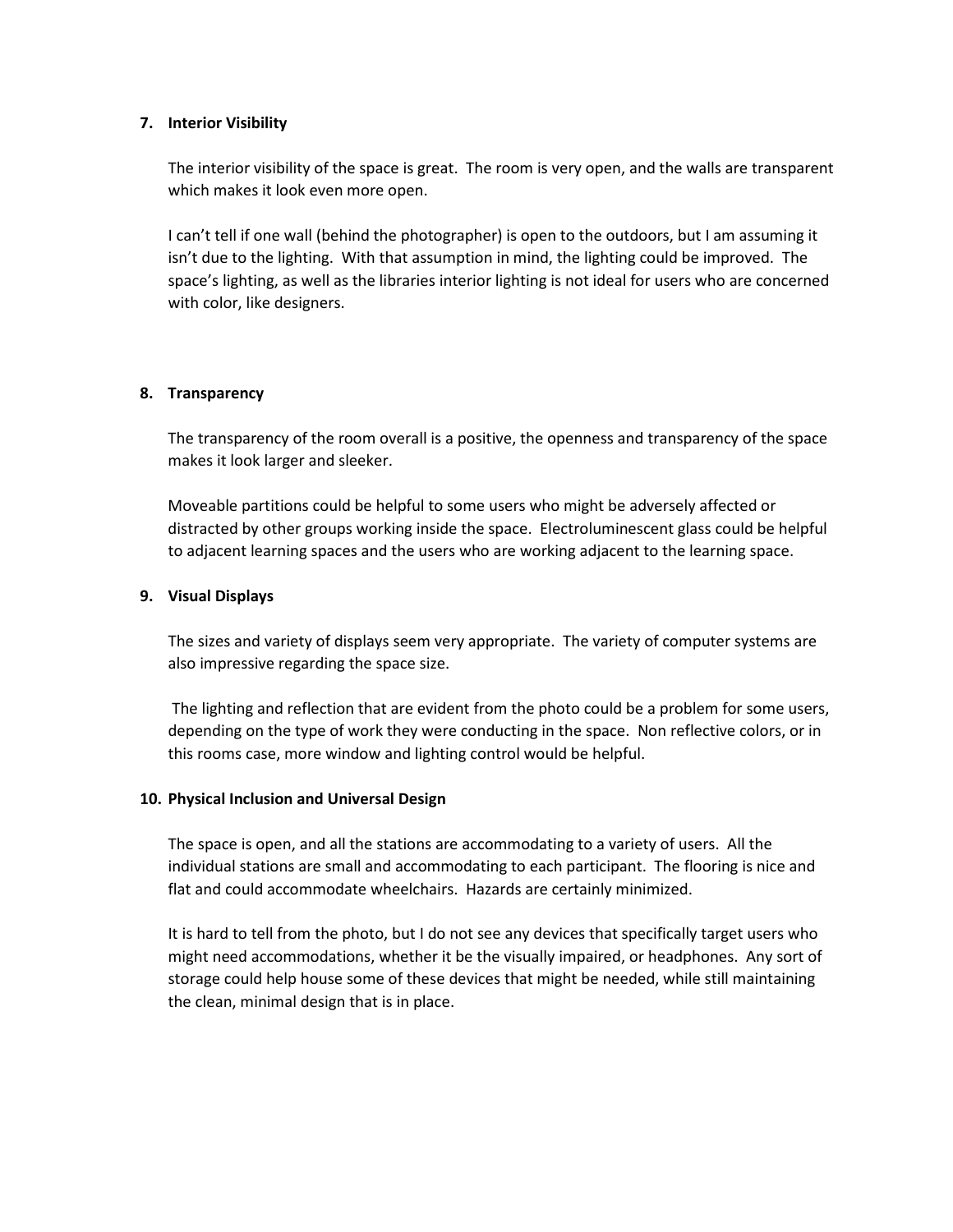## 7. Interior Visibility

The interior visibility of the space is great. The room is very open, and the walls are transparent which makes it look even more open.

I can't tell if one wall (behind the photographer) is open to the outdoors, but I am assuming it isn't due to the lighting. With that assumption in mind, the lighting could be improved. The space's lighting, as well as the libraries interior lighting is not ideal for users who are concerned with color, like designers.

## 8. Transparency

The transparency of the room overall is a positive, the openness and transparency of the space makes it look larger and sleeker.

Moveable partitions could be helpful to some users who might be adversely affected or distracted by other groups working inside the space. Electroluminescent glass could be helpful to adjacent learning spaces and the users who are working adjacent to the learning space.

## 9. Visual Displays

The sizes and variety of displays seem very appropriate. The variety of computer systems are also impressive regarding the space size.

The lighting and reflection that are evident from the photo could be a problem for some users, depending on the type of work they were conducting in the space. Non reflective colors, or in this rooms case, more window and lighting control would be helpful.

## 10. Physical Inclusion and Universal Design

The space is open, and all the stations are accommodating to a variety of users. All the individual stations are small and accommodating to each participant. The flooring is nice and flat and could accommodate wheelchairs. Hazards are certainly minimized.

It is hard to tell from the photo, but I do not see any devices that specifically target users who might need accommodations, whether it be the visually impaired, or headphones. Any sort of storage could help house some of these devices that might be needed, while still maintaining the clean, minimal design that is in place.